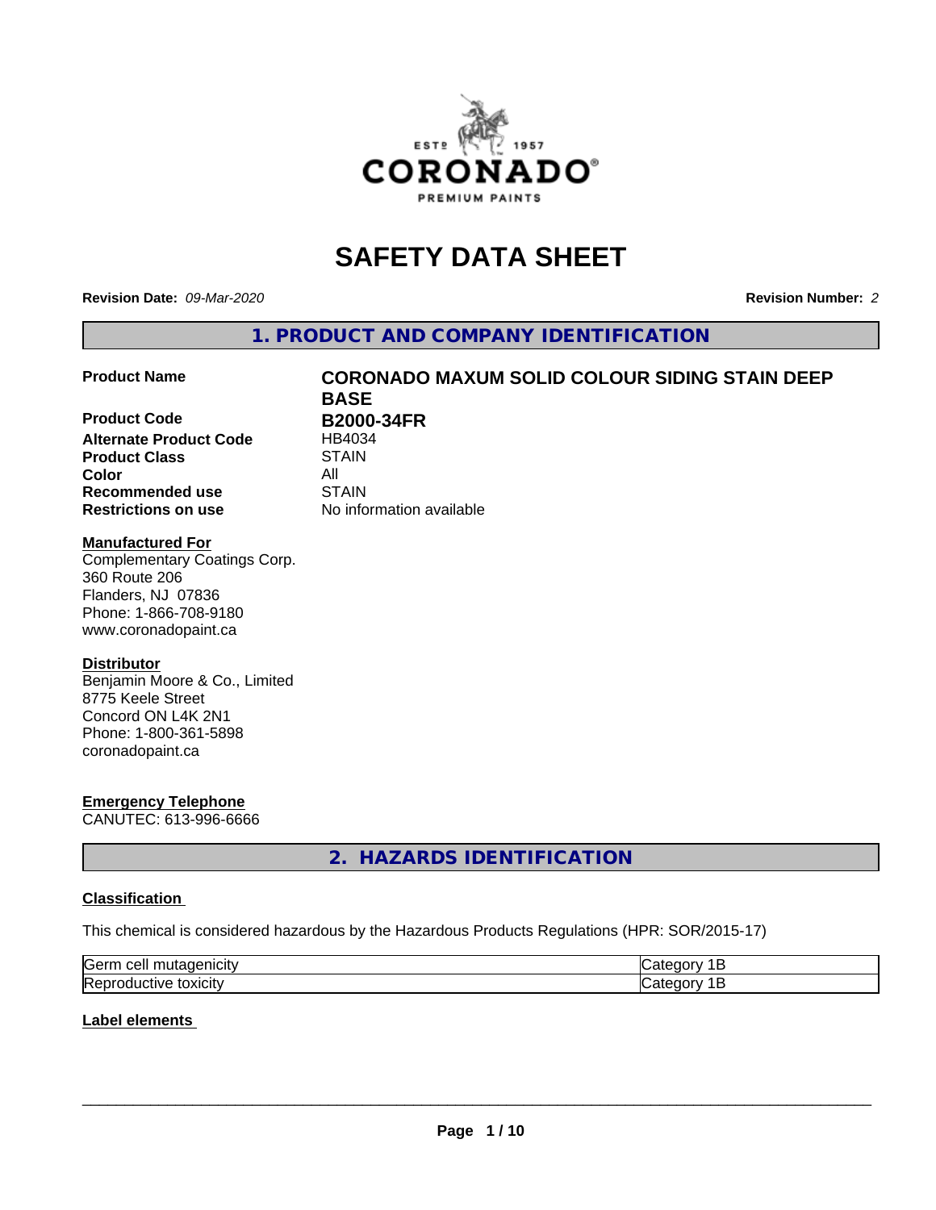# SAFETY DATA SHEET

**Revision Date:** *09-Mar-2020*

**Revision Number:** *2*

## 1. PRODUCT AND COMPANY IDENTIFICATION

| | |
|---|---|
| **Product Name** | **CORONADO MAXUM SOLID COLOUR SIDING STAIN DEEP BASE** |
| **Product Code** | **B2000-34FR** |
| **Alternate Product Code** | HB4034 |
| **Product Class** | STAIN |
| **Color** | All |
| **Recommended use** | STAIN |
| **Restrictions on use** | No information available |

**Manufactured For**
Complementary Coatings Corp.
360 Route 206
Flanders, NJ 07836
Phone: 1-866-708-9180
www.coronadopaint.ca

**Distributor**
Benjamin Moore & Co., Limited
8775 Keele Street
Concord ON L4K 2N1
Phone: 1-800-361-5898
coronadopaint.ca

**Emergency Telephone**
CANUTEC: 613-996-6666

## 2. HAZARDS IDENTIFICATION

**Classification**

This chemical is considered hazardous by the Hazardous Products Regulations (HPR: SOR/2015-17)

| | |
|---|---|
| Germ cell mutagenicity | Category 1B |
| Reproductive toxicity | Category 1B |

**Label elements**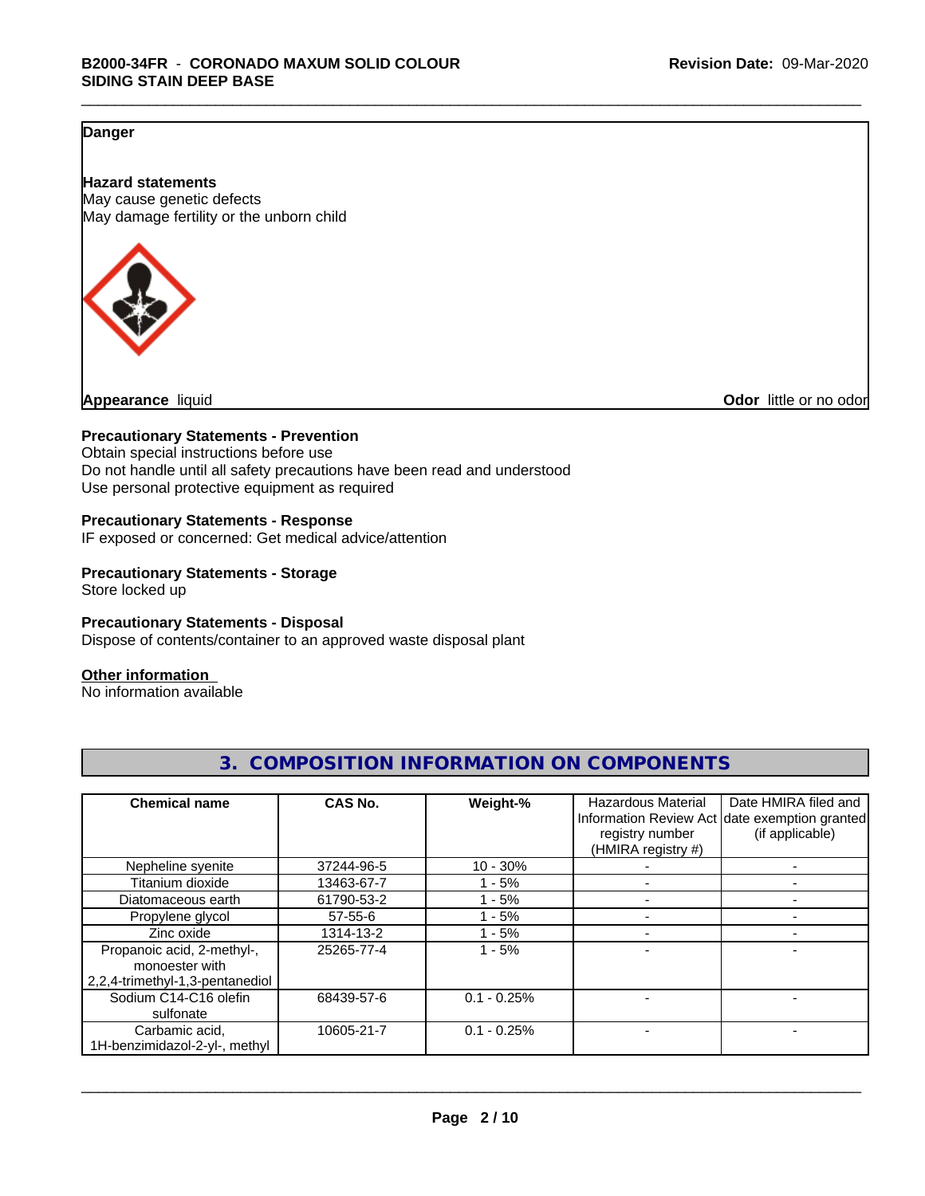**Danger**

**Hazard statements**
May cause genetic defects
May damage fertility or the unborn child

**Appearance** liquid

**Odor** little or no odor

**Precautionary Statements - Prevention**
Obtain special instructions before use
Do not handle until all safety precautions have been read and understood
Use personal protective equipment as required

**Precautionary Statements - Response**
IF exposed or concerned: Get medical advice/attention

**Precautionary Statements - Storage**
Store locked up

**Precautionary Statements - Disposal**
Dispose of contents/container to an approved waste disposal plant

**Other information**
No information available

## 3. COMPOSITION INFORMATION ON COMPONENTS

| Chemical name | CAS No. | Weight-% | Hazardous Material Information Review Act registry number (HMIRA registry #) | Date HMIRA filed and date exemption granted (if applicable) |
|---|---|---|---|---|
| Nepheline syenite | 37244-96-5 | 10 - 30% | - | - |
| Titanium dioxide | 13463-67-7 | 1 - 5% | - | - |
| Diatomaceous earth | 61790-53-2 | 1 - 5% | - | - |
| Propylene glycol | 57-55-6 | 1 - 5% | - | - |
| Zinc oxide | 1314-13-2 | 1 - 5% | - | - |
| Propanoic acid, 2-methyl-, monoester with 2,2,4-trimethyl-1,3-pentanediol | 25265-77-4 | 1 - 5% | - | - |
| Sodium C14-C16 olefin sulfonate | 68439-57-6 | 0.1 - 0.25% | - | - |
| Carbamic acid, 1H-benzimidazol-2-yl-, methyl | 10605-21-7 | 0.1 - 0.25% | - | - |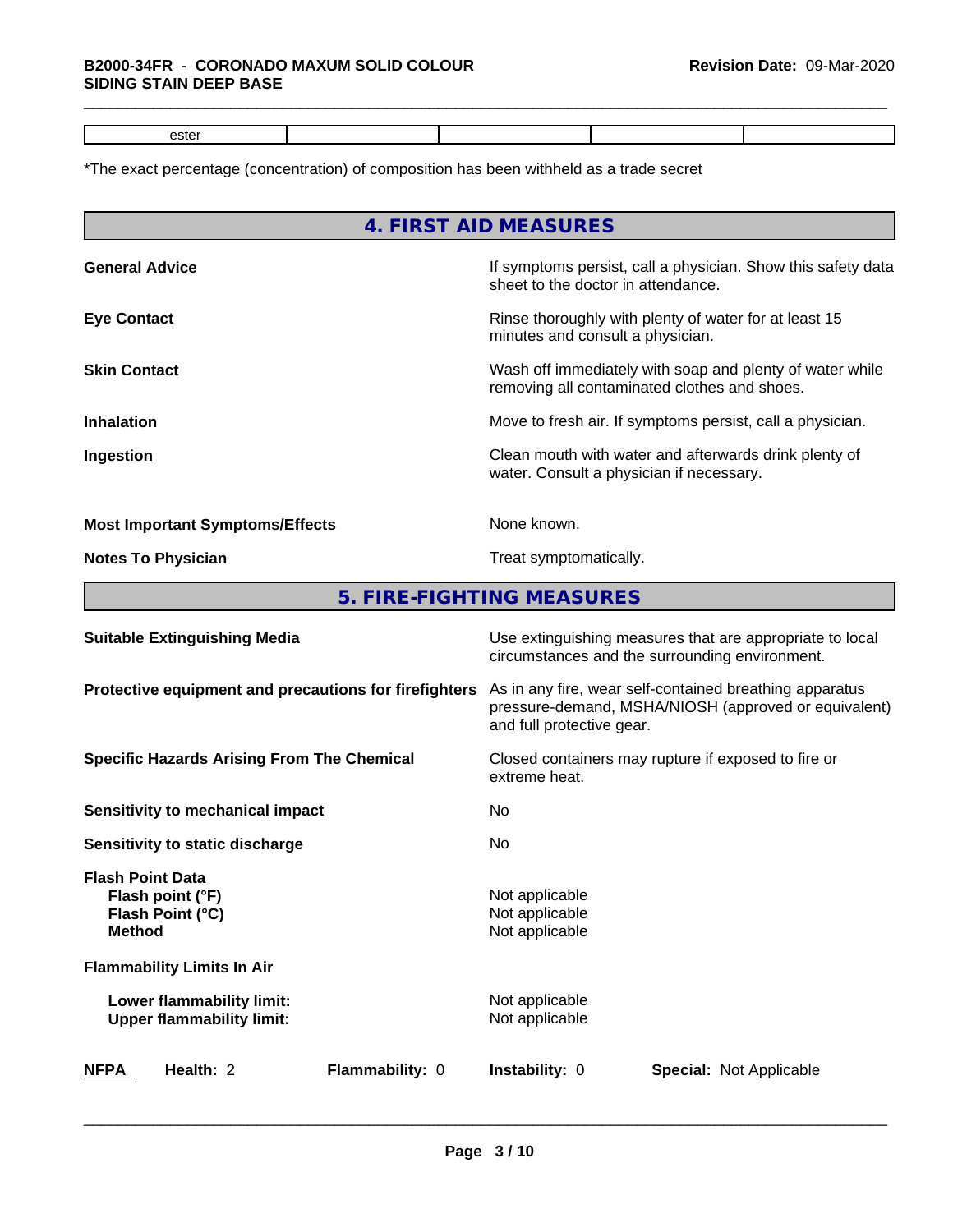| ester | | | | |
|---|---|---|---|---|

*The exact percentage (concentration) of composition has been withheld as a trade secret

## 4. FIRST AID MEASURES

**General Advice** — If symptoms persist, call a physician. Show this safety data sheet to the doctor in attendance.

**Eye Contact** — Rinse thoroughly with plenty of water for at least 15 minutes and consult a physician.

**Skin Contact** — Wash off immediately with soap and plenty of water while removing all contaminated clothes and shoes.

**Inhalation** — Move to fresh air. If symptoms persist, call a physician.

**Ingestion** — Clean mouth with water and afterwards drink plenty of water. Consult a physician if necessary.

**Most Important Symptoms/Effects** — None known.

**Notes To Physician** — Treat symptomatically.

## 5. FIRE-FIGHTING MEASURES

**Suitable Extinguishing Media** — Use extinguishing measures that are appropriate to local circumstances and the surrounding environment.

**Protective equipment and precautions for firefighters** — As in any fire, wear self-contained breathing apparatus pressure-demand, MSHA/NIOSH (approved or equivalent) and full protective gear.

**Specific Hazards Arising From The Chemical** — Closed containers may rupture if exposed to fire or extreme heat.

**Sensitivity to mechanical impact** — No

**Sensitivity to static discharge** — No

**Flash Point Data**
- **Flash point (°F)** — Not applicable
- **Flash Point (°C)** — Not applicable
- **Method** — Not applicable

**Flammability Limits In Air**
- **Lower flammability limit:** — Not applicable
- **Upper flammability limit:** — Not applicable

| **NFPA** | **Health:** 2 | **Flammability:** 0 | **Instability:** 0 | **Special:** Not Applicable |
|---|---|---|---|---|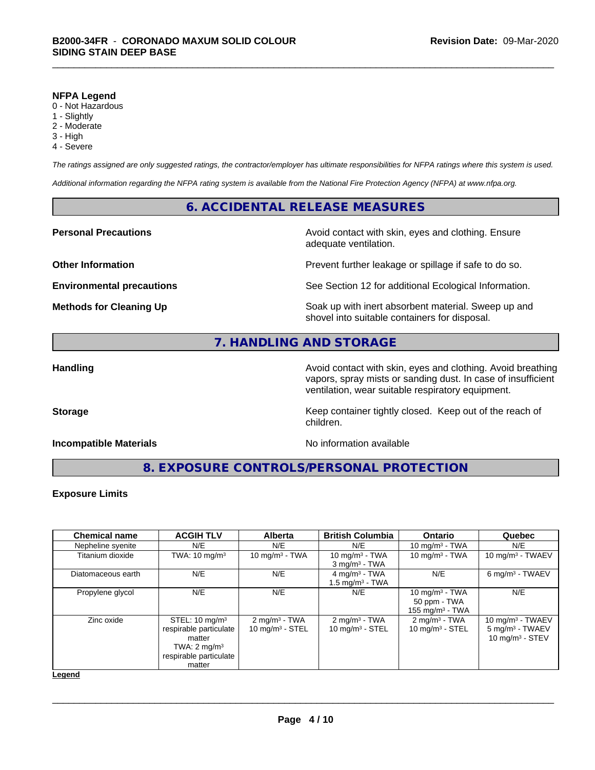**NFPA Legend**

0 - Not Hazardous
1 - Slightly
2 - Moderate
3 - High
4 - Severe

*The ratings assigned are only suggested ratings, the contractor/employer has ultimate responsibilities for NFPA ratings where this system is used.*

*Additional information regarding the NFPA rating system is available from the National Fire Protection Agency (NFPA) at www.nfpa.org.*

## 6. ACCIDENTAL RELEASE MEASURES

**Personal Precautions** — Avoid contact with skin, eyes and clothing. Ensure adequate ventilation.

**Other Information** — Prevent further leakage or spillage if safe to do so.

**Environmental precautions** — See Section 12 for additional Ecological Information.

**Methods for Cleaning Up** — Soak up with inert absorbent material. Sweep up and shovel into suitable containers for disposal.

## 7. HANDLING AND STORAGE

**Handling** — Avoid contact with skin, eyes and clothing. Avoid breathing vapors, spray mists or sanding dust. In case of insufficient ventilation, wear suitable respiratory equipment.

**Storage** — Keep container tightly closed. Keep out of the reach of children.

**Incompatible Materials** — No information available

## 8. EXPOSURE CONTROLS/PERSONAL PROTECTION

**Exposure Limits**

| Chemical name | ACGIH TLV | Alberta | British Columbia | Ontario | Quebec |
|---|---|---|---|---|---|
| Nepheline syenite | N/E | N/E | N/E | 10 mg/m³ - TWA | N/E |
| Titanium dioxide | TWA: 10 mg/m³ | 10 mg/m³ - TWA | 10 mg/m³ - TWA<br>3 mg/m³ - TWA | 10 mg/m³ - TWA | 10 mg/m³ - TWAEV |
| Diatomaceous earth | N/E | N/E | 4 mg/m³ - TWA<br>1.5 mg/m³ - TWA | N/E | 6 mg/m³ - TWAEV |
| Propylene glycol | N/E | N/E | N/E | 10 mg/m³ - TWA<br>50 ppm - TWA<br>155 mg/m³ - TWA | N/E |
| Zinc oxide | STEL: 10 mg/m³ respirable particulate matter<br>TWA: 2 mg/m³ respirable particulate matter | 2 mg/m³ - TWA<br>10 mg/m³ - STEL | 2 mg/m³ - TWA<br>10 mg/m³ - STEL | 2 mg/m³ - TWA<br>10 mg/m³ - STEL | 10 mg/m³ - TWAEV<br>5 mg/m³ - TWAEV<br>10 mg/m³ - STEV |

**Legend**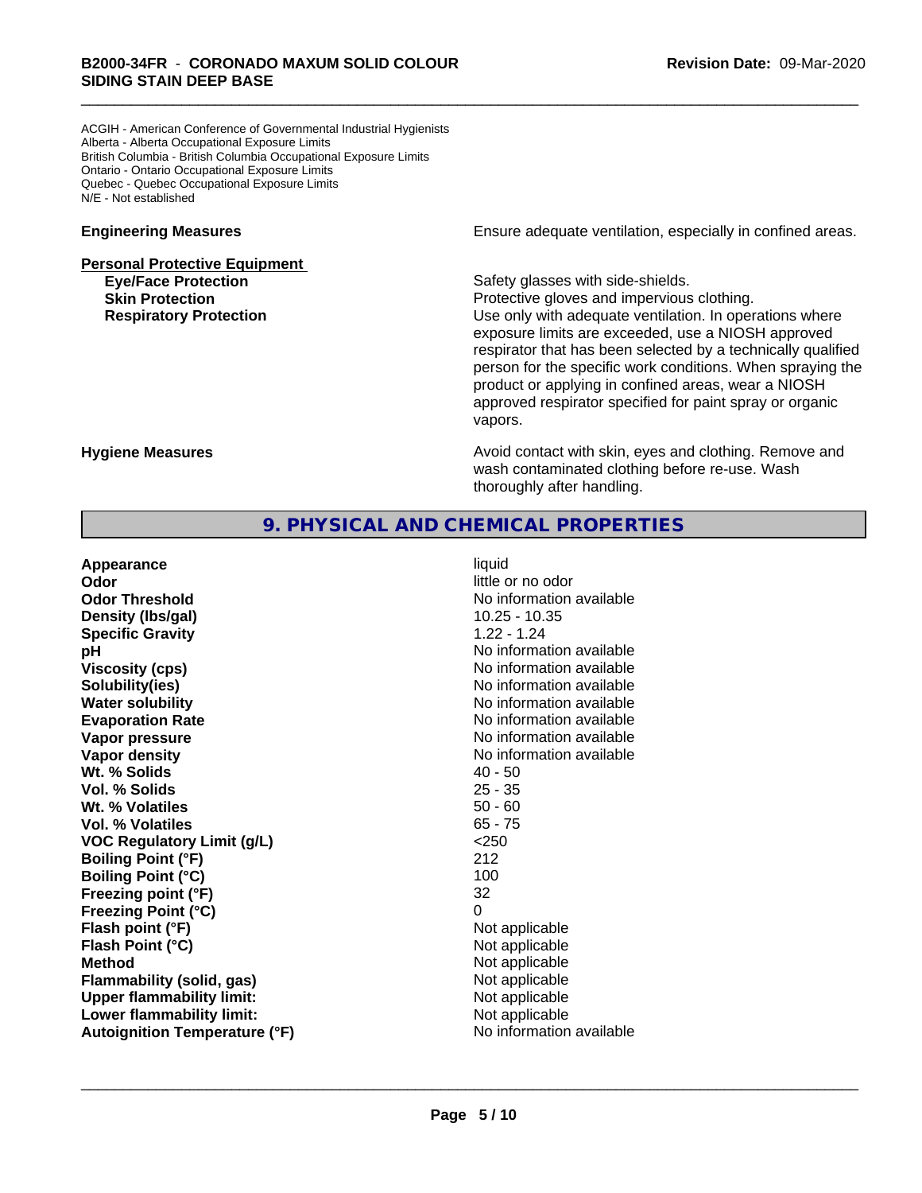ACGIH - American Conference of Governmental Industrial Hygienists
Alberta - Alberta Occupational Exposure Limits
British Columbia - British Columbia Occupational Exposure Limits
Ontario - Ontario Occupational Exposure Limits
Quebec - Quebec Occupational Exposure Limits
N/E - Not established

**Engineering Measures** Ensure adequate ventilation, especially in confined areas.

**Personal Protective Equipment**

**Eye/Face Protection** Safety glasses with side-shields.

**Skin Protection** Protective gloves and impervious clothing.

**Respiratory Protection** Use only with adequate ventilation. In operations where exposure limits are exceeded, use a NIOSH approved respirator that has been selected by a technically qualified person for the specific work conditions. When spraying the product or applying in confined areas, wear a NIOSH approved respirator specified for paint spray or organic vapors.

**Hygiene Measures** Avoid contact with skin, eyes and clothing. Remove and wash contaminated clothing before re-use. Wash thoroughly after handling.

## 9. PHYSICAL AND CHEMICAL PROPERTIES

| | |
|---|---|
| **Appearance** | liquid |
| **Odor** | little or no odor |
| **Odor Threshold** | No information available |
| **Density (lbs/gal)** | 10.25 - 10.35 |
| **Specific Gravity** | 1.22 - 1.24 |
| **pH** | No information available |
| **Viscosity (cps)** | No information available |
| **Solubility(ies)** | No information available |
| **Water solubility** | No information available |
| **Evaporation Rate** | No information available |
| **Vapor pressure** | No information available |
| **Vapor density** | No information available |
| **Wt. % Solids** | 40 - 50 |
| **Vol. % Solids** | 25 - 35 |
| **Wt. % Volatiles** | 50 - 60 |
| **Vol. % Volatiles** | 65 - 75 |
| **VOC Regulatory Limit (g/L)** | <250 |
| **Boiling Point (°F)** | 212 |
| **Boiling Point (°C)** | 100 |
| **Freezing point (°F)** | 32 |
| **Freezing Point (°C)** | 0 |
| **Flash point (°F)** | Not applicable |
| **Flash Point (°C)** | Not applicable |
| **Method** | Not applicable |
| **Flammability (solid, gas)** | Not applicable |
| **Upper flammability limit:** | Not applicable |
| **Lower flammability limit:** | Not applicable |
| **Autoignition Temperature (°F)** | No information available |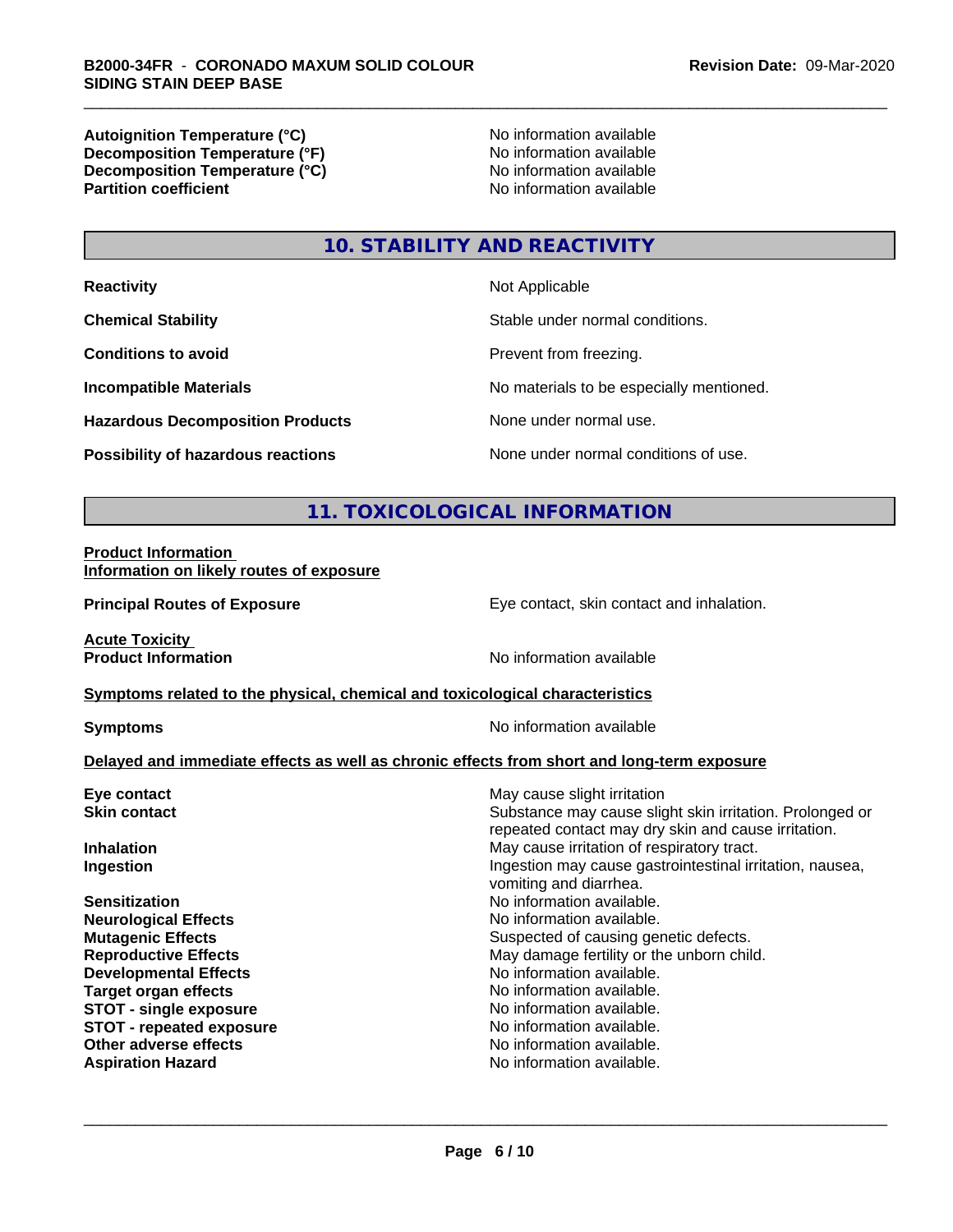| | |
|---|---|
| **Autoignition Temperature (°C)** | No information available |
| **Decomposition Temperature (°F)** | No information available |
| **Decomposition Temperature (°C)** | No information available |
| **Partition coefficient** | No information available |

## 10. STABILITY AND REACTIVITY

| | |
|---|---|
| **Reactivity** | Not Applicable |
| **Chemical Stability** | Stable under normal conditions. |
| **Conditions to avoid** | Prevent from freezing. |
| **Incompatible Materials** | No materials to be especially mentioned. |
| **Hazardous Decomposition Products** | None under normal use. |
| **Possibility of hazardous reactions** | None under normal conditions of use. |

## 11. TOXICOLOGICAL INFORMATION

**Product Information**
**Information on likely routes of exposure**

| | |
|---|---|
| **Principal Routes of Exposure** | Eye contact, skin contact and inhalation. |

**Acute Toxicity**

| | |
|---|---|
| **Product Information** | No information available |

**Symptoms related to the physical, chemical and toxicological characteristics**

| | |
|---|---|
| **Symptoms** | No information available |

**Delayed and immediate effects as well as chronic effects from short and long-term exposure**

| | |
|---|---|
| **Eye contact** | May cause slight irritation |
| **Skin contact** | Substance may cause slight skin irritation. Prolonged or repeated contact may dry skin and cause irritation. |
| **Inhalation** | May cause irritation of respiratory tract. |
| **Ingestion** | Ingestion may cause gastrointestinal irritation, nausea, vomiting and diarrhea. |
| **Sensitization** | No information available. |
| **Neurological Effects** | No information available. |
| **Mutagenic Effects** | Suspected of causing genetic defects. |
| **Reproductive Effects** | May damage fertility or the unborn child. |
| **Developmental Effects** | No information available. |
| **Target organ effects** | No information available. |
| **STOT - single exposure** | No information available. |
| **STOT - repeated exposure** | No information available. |
| **Other adverse effects** | No information available. |
| **Aspiration Hazard** | No information available. |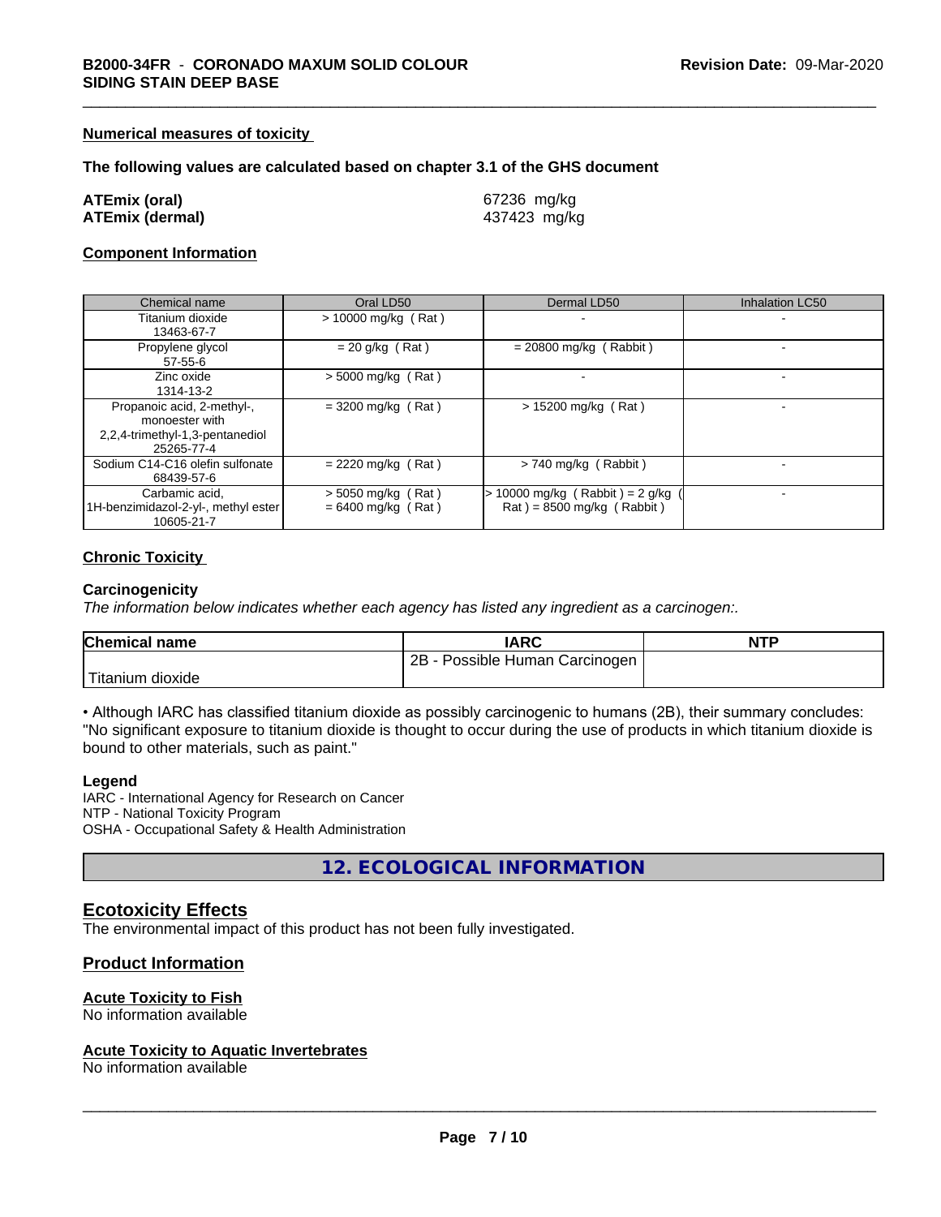#### Numerical measures of toxicity

**The following values are calculated based on chapter 3.1 of the GHS document**

| | |
|---|---|
| **ATEmix (oral)** | 67236 mg/kg |
| **ATEmix (dermal)** | 437423 mg/kg |

#### Component Information

| Chemical name | Oral LD50 | Dermal LD50 | Inhalation LC50 |
|---|---|---|---|
| Titanium dioxide<br>13463-67-7 | > 10000 mg/kg ( Rat ) | - | - |
| Propylene glycol<br>57-55-6 | = 20 g/kg ( Rat ) | = 20800 mg/kg ( Rabbit ) | - |
| Zinc oxide<br>1314-13-2 | > 5000 mg/kg ( Rat ) | - | - |
| Propanoic acid, 2-methyl-, monoester with 2,2,4-trimethyl-1,3-pentanediol<br>25265-77-4 | = 3200 mg/kg ( Rat ) | > 15200 mg/kg ( Rat ) | - |
| Sodium C14-C16 olefin sulfonate<br>68439-57-6 | = 2220 mg/kg ( Rat ) | > 740 mg/kg ( Rabbit ) | - |
| Carbamic acid, 1H-benzimidazol-2-yl-, methyl ester<br>10605-21-7 | > 5050 mg/kg ( Rat )<br>= 6400 mg/kg ( Rat ) | > 10000 mg/kg ( Rabbit ) = 2 g/kg ( Rat ) = 8500 mg/kg ( Rabbit ) | - |

#### Chronic Toxicity

**Carcinogenicity**

*The information below indicates whether each agency has listed any ingredient as a carcinogen:.*

| Chemical name | IARC | NTP |
|---|---|---|
| Titanium dioxide | 2B - Possible Human Carcinogen | |

• Although IARC has classified titanium dioxide as possibly carcinogenic to humans (2B), their summary concludes: "No significant exposure to titanium dioxide is thought to occur during the use of products in which titanium dioxide is bound to other materials, such as paint."

**Legend**

IARC - International Agency for Research on Cancer
NTP - National Toxicity Program
OSHA - Occupational Safety & Health Administration

## 12. ECOLOGICAL INFORMATION

### Ecotoxicity Effects

The environmental impact of this product has not been fully investigated.

### Product Information

#### Acute Toxicity to Fish

No information available

#### Acute Toxicity to Aquatic Invertebrates

No information available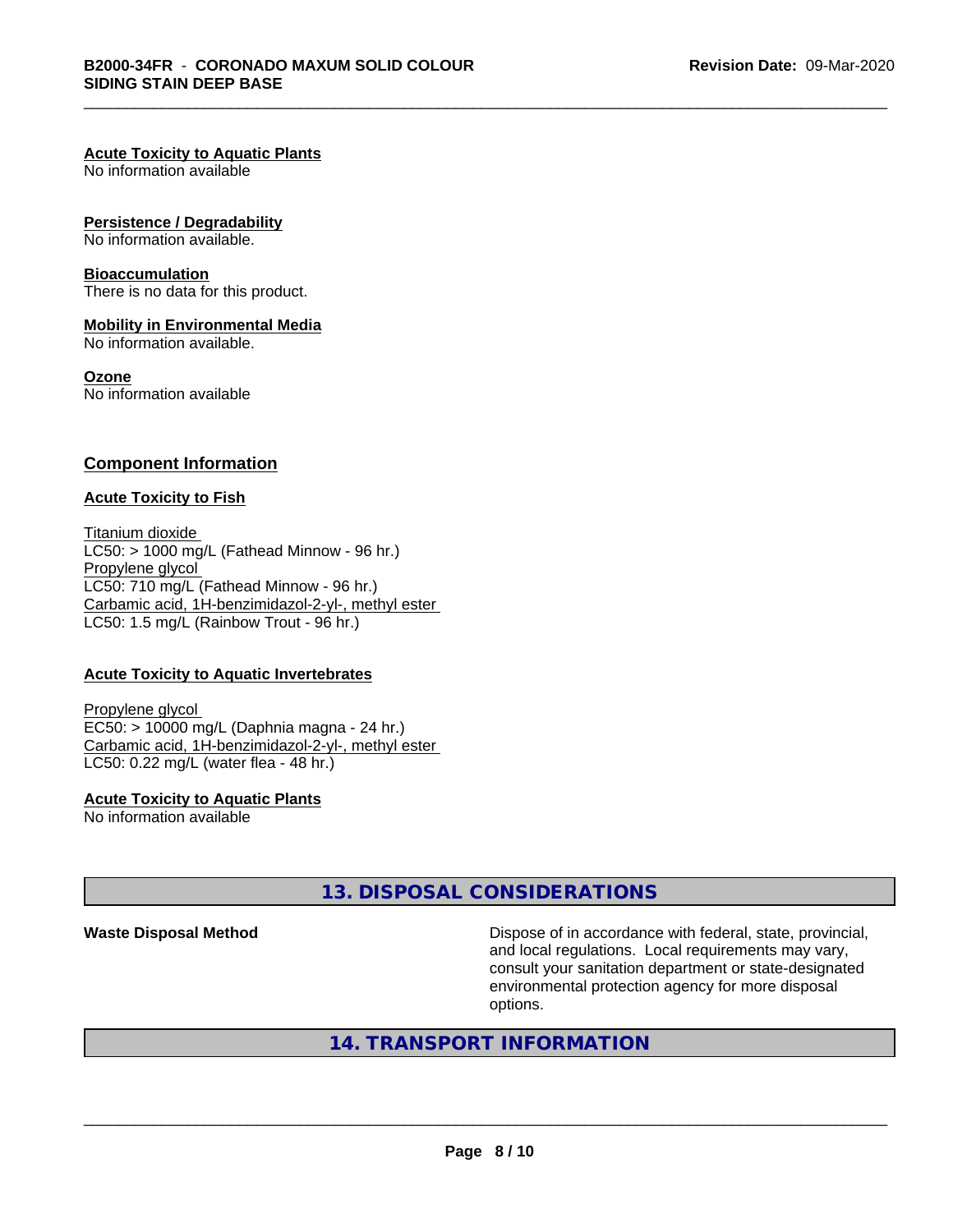**Acute Toxicity to Aquatic Plants**
No information available

**Persistence / Degradability**
No information available.

**Bioaccumulation**
There is no data for this product.

**Mobility in Environmental Media**
No information available.

**Ozone**
No information available

## Component Information

**Acute Toxicity to Fish**

Titanium dioxide
LC50: > 1000 mg/L (Fathead Minnow - 96 hr.)
Propylene glycol
LC50: 710 mg/L (Fathead Minnow - 96 hr.)
Carbamic acid, 1H-benzimidazol-2-yl-, methyl ester
LC50: 1.5 mg/L (Rainbow Trout - 96 hr.)

**Acute Toxicity to Aquatic Invertebrates**

Propylene glycol
EC50: > 10000 mg/L (Daphnia magna - 24 hr.)
Carbamic acid, 1H-benzimidazol-2-yl-, methyl ester
LC50: 0.22 mg/L (water flea - 48 hr.)

**Acute Toxicity to Aquatic Plants**
No information available

## 13. DISPOSAL CONSIDERATIONS

**Waste Disposal Method** Dispose of in accordance with federal, state, provincial, and local regulations. Local requirements may vary, consult your sanitation department or state-designated environmental protection agency for more disposal options.

## 14. TRANSPORT INFORMATION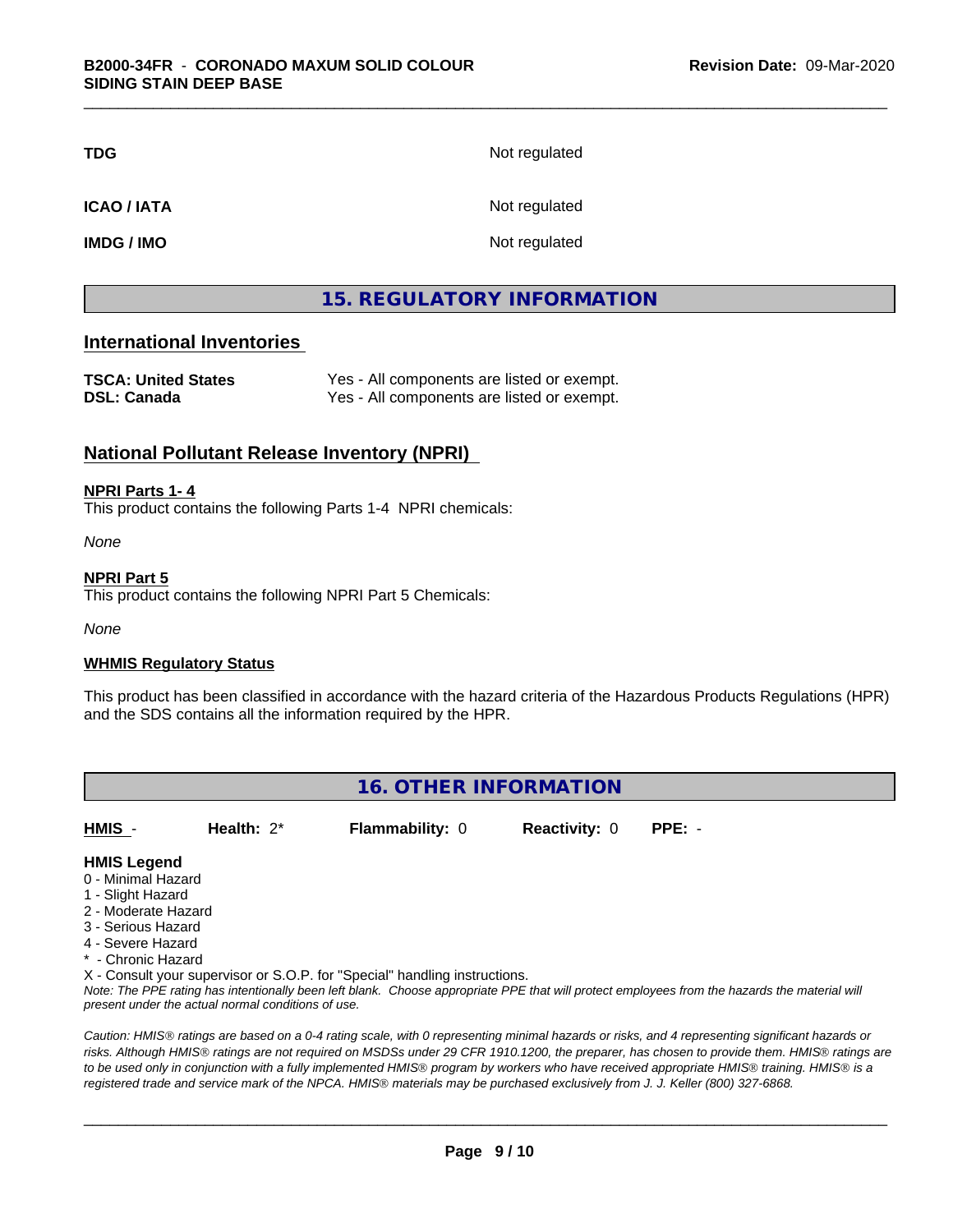| | |
|---|---|
| **TDG** | Not regulated |
| **ICAO / IATA** | Not regulated |
| **IMDG / IMO** | Not regulated |

## 15. REGULATORY INFORMATION

### International Inventories

| | |
|---|---|
| **TSCA: United States** | Yes - All components are listed or exempt. |
| **DSL: Canada** | Yes - All components are listed or exempt. |

### National Pollutant Release Inventory (NPRI)

**NPRI Parts 1- 4**

This product contains the following Parts 1-4 NPRI chemicals:

*None*

**NPRI Part 5**

This product contains the following NPRI Part 5 Chemicals:

*None*

**WHMIS Regulatory Status**

This product has been classified in accordance with the hazard criteria of the Hazardous Products Regulations (HPR) and the SDS contains all the information required by the HPR.

## 16. OTHER INFORMATION

| **HMIS** - | **Health:** 2* | **Flammability:** 0 | **Reactivity:** 0 | **PPE:** - |
|---|---|---|---|---|

**HMIS Legend**

0 - Minimal Hazard
1 - Slight Hazard
2 - Moderate Hazard
3 - Serious Hazard
4 - Severe Hazard
* - Chronic Hazard
X - Consult your supervisor or S.O.P. for "Special" handling instructions.

*Note: The PPE rating has intentionally been left blank. Choose appropriate PPE that will protect employees from the hazards the material will present under the actual normal conditions of use.*

*Caution: HMIS® ratings are based on a 0-4 rating scale, with 0 representing minimal hazards or risks, and 4 representing significant hazards or risks. Although HMIS® ratings are not required on MSDSs under 29 CFR 1910.1200, the preparer, has chosen to provide them. HMIS® ratings are to be used only in conjunction with a fully implemented HMIS® program by workers who have received appropriate HMIS® training. HMIS® is a registered trade and service mark of the NPCA. HMIS® materials may be purchased exclusively from J. J. Keller (800) 327-6868.*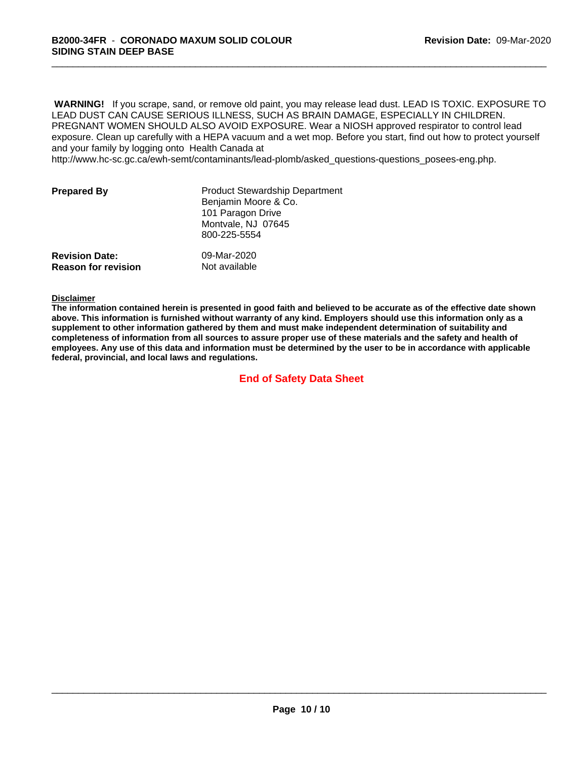**WARNING!** If you scrape, sand, or remove old paint, you may release lead dust. LEAD IS TOXIC. EXPOSURE TO LEAD DUST CAN CAUSE SERIOUS ILLNESS, SUCH AS BRAIN DAMAGE, ESPECIALLY IN CHILDREN. PREGNANT WOMEN SHOULD ALSO AVOID EXPOSURE. Wear a NIOSH approved respirator to control lead exposure. Clean up carefully with a HEPA vacuum and a wet mop. Before you start, find out how to protect yourself and your family by logging onto Health Canada at http://www.hc-sc.gc.ca/ewh-semt/contaminants/lead-plomb/asked_questions-questions_posees-eng.php.

| | |
|---|---|
| **Prepared By** | Product Stewardship Department<br>Benjamin Moore & Co.<br>101 Paragon Drive<br>Montvale, NJ 07645<br>800-225-5554 |
| **Revision Date:** | 09-Mar-2020 |
| **Reason for revision** | Not available |

**Disclaimer**

**The information contained herein is presented in good faith and believed to be accurate as of the effective date shown above. This information is furnished without warranty of any kind. Employers should use this information only as a supplement to other information gathered by them and must make independent determination of suitability and completeness of information from all sources to assure proper use of these materials and the safety and health of employees. Any use of this data and information must be determined by the user to be in accordance with applicable federal, provincial, and local laws and regulations.**

**End of Safety Data Sheet**